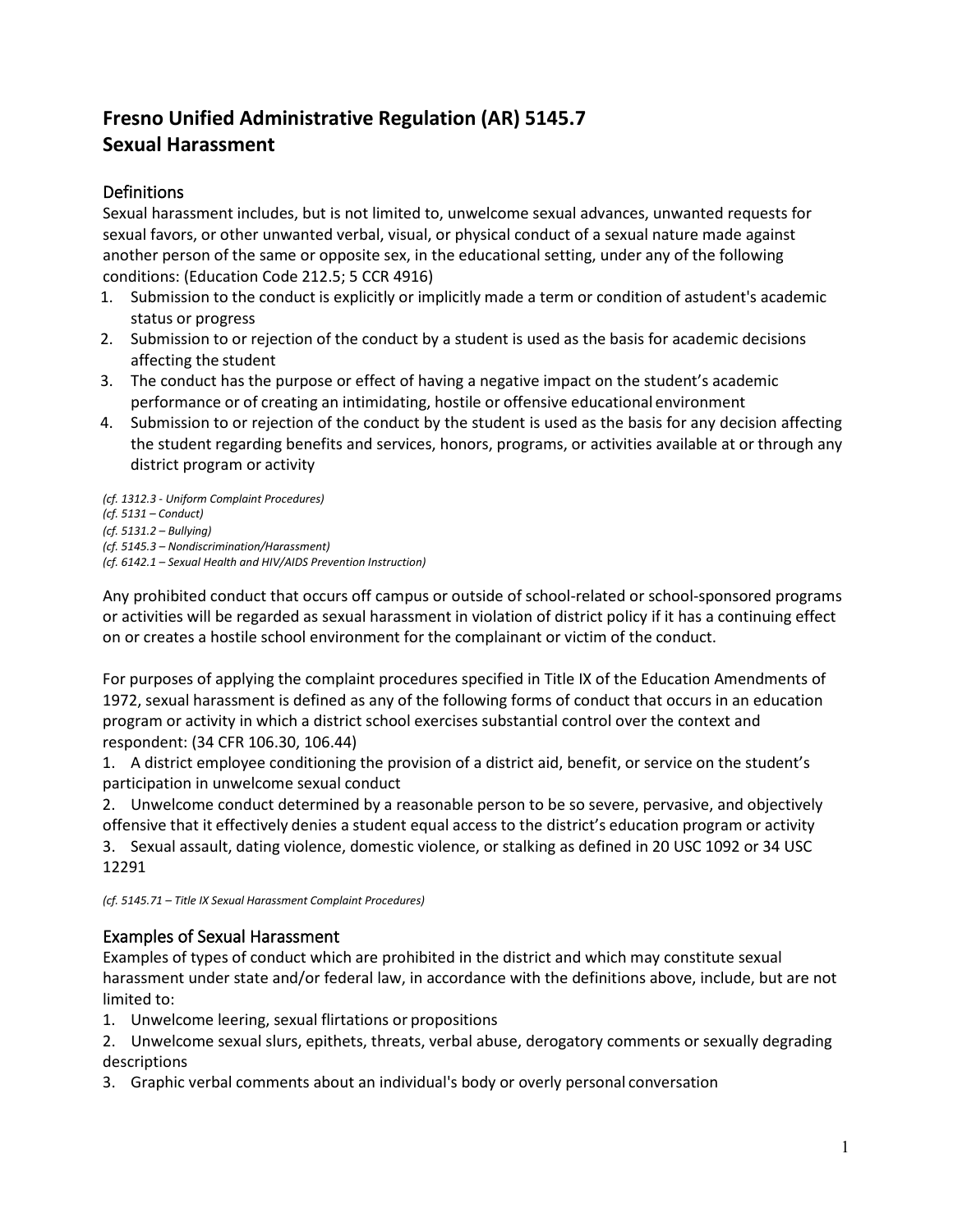# Fresno Unified Administrative Regulation (AR) 5145.7
# Sexual Harassment

## Definitions

Sexual harassment includes, but is not limited to, unwelcome sexual advances, unwanted requests for sexual favors, or other unwanted verbal, visual, or physical conduct of a sexual nature made against another person of the same or opposite sex, in the educational setting, under any of the following conditions: (Education Code 212.5; 5 CCR 4916)

1. Submission to the conduct is explicitly or implicitly made a term or condition of astudent's academic status or progress
2. Submission to or rejection of the conduct by a student is used as the basis for academic decisions affecting the student
3. The conduct has the purpose or effect of having a negative impact on the student's academic performance or of creating an intimidating, hostile or offensive educational environment
4. Submission to or rejection of the conduct by the student is used as the basis for any decision affecting the student regarding benefits and services, honors, programs, or activities available at or through any district program or activity

*(cf. 1312.3 - Uniform Complaint Procedures)*
*(cf. 5131 – Conduct)*
*(cf. 5131.2 – Bullying)*
*(cf. 5145.3 – Nondiscrimination/Harassment)*
*(cf. 6142.1 – Sexual Health and HIV/AIDS Prevention Instruction)*

Any prohibited conduct that occurs off campus or outside of school-related or school-sponsored programs or activities will be regarded as sexual harassment in violation of district policy if it has a continuing effect on or creates a hostile school environment for the complainant or victim of the conduct.

For purposes of applying the complaint procedures specified in Title IX of the Education Amendments of 1972, sexual harassment is defined as any of the following forms of conduct that occurs in an education program or activity in which a district school exercises substantial control over the context and respondent: (34 CFR 106.30, 106.44)

1. A district employee conditioning the provision of a district aid, benefit, or service on the student's participation in unwelcome sexual conduct
2. Unwelcome conduct determined by a reasonable person to be so severe, pervasive, and objectively offensive that it effectively denies a student equal access to the district's education program or activity
3. Sexual assault, dating violence, domestic violence, or stalking as defined in 20 USC 1092 or 34 USC 12291

*(cf. 5145.71 – Title IX Sexual Harassment Complaint Procedures)*

## Examples of Sexual Harassment

Examples of types of conduct which are prohibited in the district and which may constitute sexual harassment under state and/or federal law, in accordance with the definitions above, include, but are not limited to:

1. Unwelcome leering, sexual flirtations or propositions
2. Unwelcome sexual slurs, epithets, threats, verbal abuse, derogatory comments or sexually degrading descriptions
3. Graphic verbal comments about an individual's body or overly personal conversation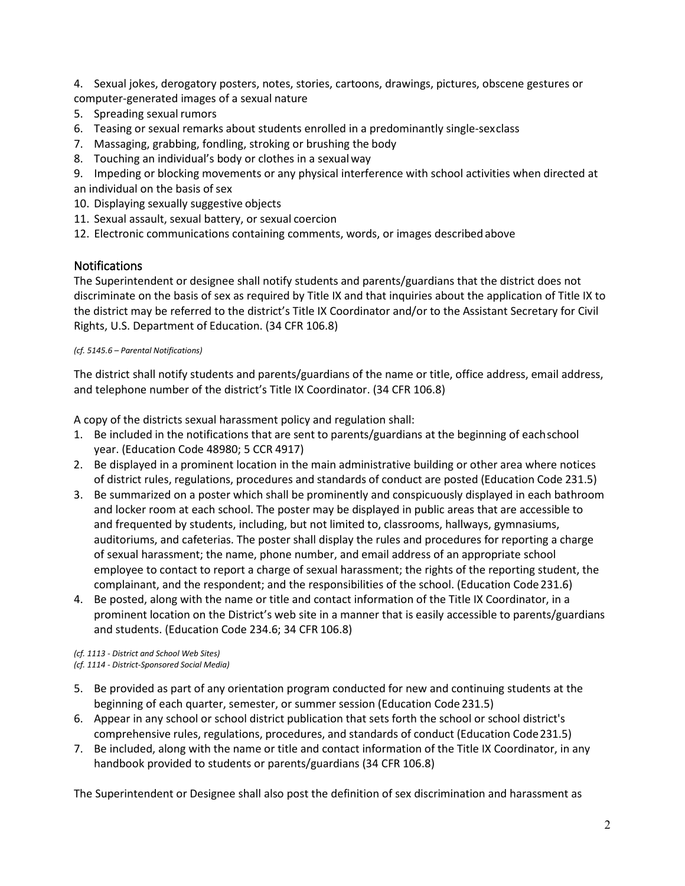4. Sexual jokes, derogatory posters, notes, stories, cartoons, drawings, pictures, obscene gestures or computer-generated images of a sexual nature
5. Spreading sexual rumors
6. Teasing or sexual remarks about students enrolled in a predominantly single-sex class
7. Massaging, grabbing, fondling, stroking or brushing the body
8. Touching an individual's body or clothes in a sexual way
9. Impeding or blocking movements or any physical interference with school activities when directed at an individual on the basis of sex
10. Displaying sexually suggestive objects
11. Sexual assault, sexual battery, or sexual coercion
12. Electronic communications containing comments, words, or images described above

## Notifications

The Superintendent or designee shall notify students and parents/guardians that the district does not discriminate on the basis of sex as required by Title IX and that inquiries about the application of Title IX to the district may be referred to the district's Title IX Coordinator and/or to the Assistant Secretary for Civil Rights, U.S. Department of Education. (34 CFR 106.8)

*(cf. 5145.6 – Parental Notifications)*

The district shall notify students and parents/guardians of the name or title, office address, email address, and telephone number of the district's Title IX Coordinator. (34 CFR 106.8)

A copy of the districts sexual harassment policy and regulation shall:

1. Be included in the notifications that are sent to parents/guardians at the beginning of each school year. (Education Code 48980; 5 CCR 4917)
2. Be displayed in a prominent location in the main administrative building or other area where notices of district rules, regulations, procedures and standards of conduct are posted (Education Code 231.5)
3. Be summarized on a poster which shall be prominently and conspicuously displayed in each bathroom and locker room at each school. The poster may be displayed in public areas that are accessible to and frequented by students, including, but not limited to, classrooms, hallways, gymnasiums, auditoriums, and cafeterias. The poster shall display the rules and procedures for reporting a charge of sexual harassment; the name, phone number, and email address of an appropriate school employee to contact to report a charge of sexual harassment; the rights of the reporting student, the complainant, and the respondent; and the responsibilities of the school. (Education Code 231.6)
4. Be posted, along with the name or title and contact information of the Title IX Coordinator, in a prominent location on the District's web site in a manner that is easily accessible to parents/guardians and students. (Education Code 234.6; 34 CFR 106.8)

*(cf. 1113 - District and School Web Sites)*
*(cf. 1114 - District-Sponsored Social Media)*

5. Be provided as part of any orientation program conducted for new and continuing students at the beginning of each quarter, semester, or summer session (Education Code 231.5)
6. Appear in any school or school district publication that sets forth the school or school district's comprehensive rules, regulations, procedures, and standards of conduct (Education Code 231.5)
7. Be included, along with the name or title and contact information of the Title IX Coordinator, in any handbook provided to students or parents/guardians (34 CFR 106.8)

The Superintendent or Designee shall also post the definition of sex discrimination and harassment as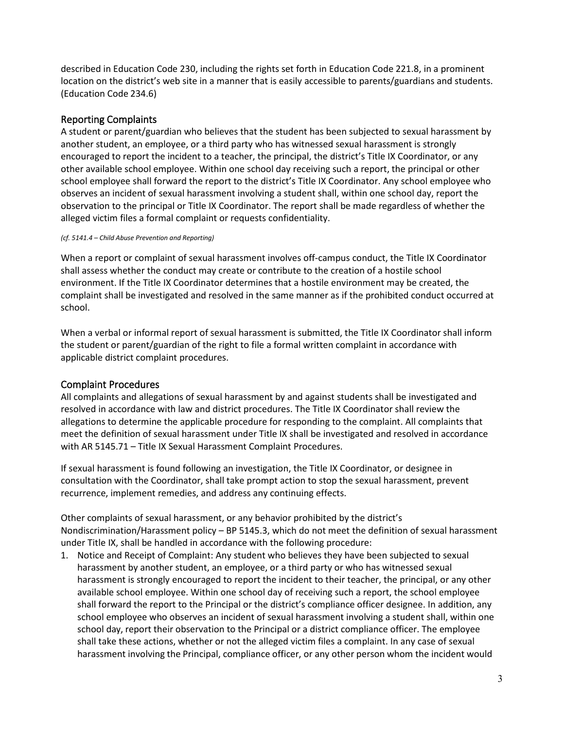described in Education Code 230, including the rights set forth in Education Code 221.8, in a prominent location on the district's web site in a manner that is easily accessible to parents/guardians and students. (Education Code 234.6)

## Reporting Complaints

A student or parent/guardian who believes that the student has been subjected to sexual harassment by another student, an employee, or a third party who has witnessed sexual harassment is strongly encouraged to report the incident to a teacher, the principal, the district's Title IX Coordinator, or any other available school employee. Within one school day receiving such a report, the principal or other school employee shall forward the report to the district's Title IX Coordinator. Any school employee who observes an incident of sexual harassment involving a student shall, within one school day, report the observation to the principal or Title IX Coordinator. The report shall be made regardless of whether the alleged victim files a formal complaint or requests confidentiality.

*(cf. 5141.4 – Child Abuse Prevention and Reporting)*

When a report or complaint of sexual harassment involves off-campus conduct, the Title IX Coordinator shall assess whether the conduct may create or contribute to the creation of a hostile school environment. If the Title IX Coordinator determines that a hostile environment may be created, the complaint shall be investigated and resolved in the same manner as if the prohibited conduct occurred at school.

When a verbal or informal report of sexual harassment is submitted, the Title IX Coordinator shall inform the student or parent/guardian of the right to file a formal written complaint in accordance with applicable district complaint procedures.

## Complaint Procedures

All complaints and allegations of sexual harassment by and against students shall be investigated and resolved in accordance with law and district procedures. The Title IX Coordinator shall review the allegations to determine the applicable procedure for responding to the complaint. All complaints that meet the definition of sexual harassment under Title IX shall be investigated and resolved in accordance with AR 5145.71 – Title IX Sexual Harassment Complaint Procedures.

If sexual harassment is found following an investigation, the Title IX Coordinator, or designee in consultation with the Coordinator, shall take prompt action to stop the sexual harassment, prevent recurrence, implement remedies, and address any continuing effects.

Other complaints of sexual harassment, or any behavior prohibited by the district's Nondiscrimination/Harassment policy – BP 5145.3, which do not meet the definition of sexual harassment under Title IX, shall be handled in accordance with the following procedure:

1. Notice and Receipt of Complaint: Any student who believes they have been subjected to sexual harassment by another student, an employee, or a third party or who has witnessed sexual harassment is strongly encouraged to report the incident to their teacher, the principal, or any other available school employee. Within one school day of receiving such a report, the school employee shall forward the report to the Principal or the district's compliance officer designee. In addition, any school employee who observes an incident of sexual harassment involving a student shall, within one school day, report their observation to the Principal or a district compliance officer. The employee shall take these actions, whether or not the alleged victim files a complaint. In any case of sexual harassment involving the Principal, compliance officer, or any other person whom the incident would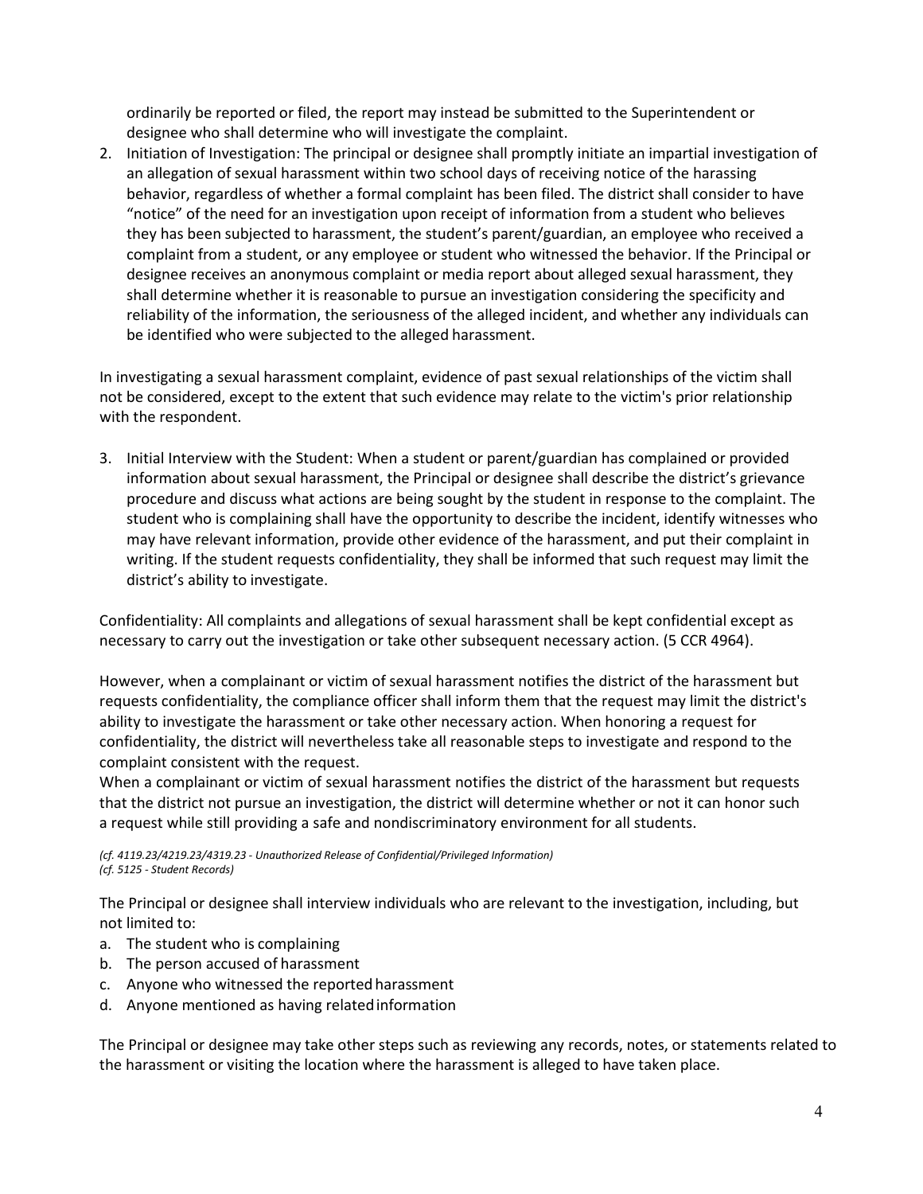ordinarily be reported or filed, the report may instead be submitted to the Superintendent or designee who shall determine who will investigate the complaint.

2. Initiation of Investigation: The principal or designee shall promptly initiate an impartial investigation of an allegation of sexual harassment within two school days of receiving notice of the harassing behavior, regardless of whether a formal complaint has been filed. The district shall consider to have "notice" of the need for an investigation upon receipt of information from a student who believes they has been subjected to harassment, the student's parent/guardian, an employee who received a complaint from a student, or any employee or student who witnessed the behavior. If the Principal or designee receives an anonymous complaint or media report about alleged sexual harassment, they shall determine whether it is reasonable to pursue an investigation considering the specificity and reliability of the information, the seriousness of the alleged incident, and whether any individuals can be identified who were subjected to the alleged harassment.

In investigating a sexual harassment complaint, evidence of past sexual relationships of the victim shall not be considered, except to the extent that such evidence may relate to the victim's prior relationship with the respondent.

3. Initial Interview with the Student: When a student or parent/guardian has complained or provided information about sexual harassment, the Principal or designee shall describe the district's grievance procedure and discuss what actions are being sought by the student in response to the complaint. The student who is complaining shall have the opportunity to describe the incident, identify witnesses who may have relevant information, provide other evidence of the harassment, and put their complaint in writing. If the student requests confidentiality, they shall be informed that such request may limit the district's ability to investigate.

Confidentiality: All complaints and allegations of sexual harassment shall be kept confidential except as necessary to carry out the investigation or take other subsequent necessary action. (5 CCR 4964).

However, when a complainant or victim of sexual harassment notifies the district of the harassment but requests confidentiality, the compliance officer shall inform them that the request may limit the district's ability to investigate the harassment or take other necessary action. When honoring a request for confidentiality, the district will nevertheless take all reasonable steps to investigate and respond to the complaint consistent with the request.
When a complainant or victim of sexual harassment notifies the district of the harassment but requests that the district not pursue an investigation, the district will determine whether or not it can honor such a request while still providing a safe and nondiscriminatory environment for all students.

*(cf. 4119.23/4219.23/4319.23 - Unauthorized Release of Confidential/Privileged Information)*
*(cf. 5125 - Student Records)*

The Principal or designee shall interview individuals who are relevant to the investigation, including, but not limited to:

a. The student who is complaining
b. The person accused of harassment
c. Anyone who witnessed the reported harassment
d. Anyone mentioned as having related information

The Principal or designee may take other steps such as reviewing any records, notes, or statements related to the harassment or visiting the location where the harassment is alleged to have taken place.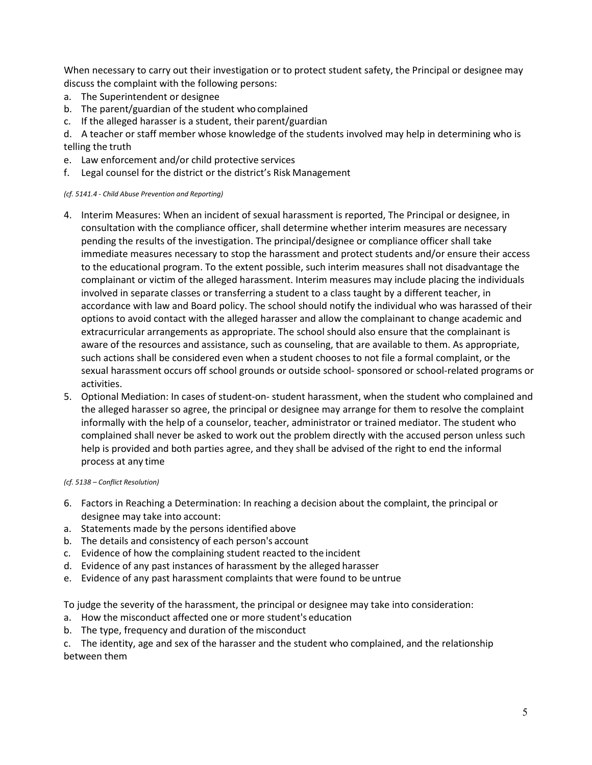When necessary to carry out their investigation or to protect student safety, the Principal or designee may discuss the complaint with the following persons:

a. The Superintendent or designee
b. The parent/guardian of the student who complained
c. If the alleged harasser is a student, their parent/guardian
d. A teacher or staff member whose knowledge of the students involved may help in determining who is telling the truth
e. Law enforcement and/or child protective services
f. Legal counsel for the district or the district's Risk Management

*(cf. 5141.4 - Child Abuse Prevention and Reporting)*

4. Interim Measures: When an incident of sexual harassment is reported, The Principal or designee, in consultation with the compliance officer, shall determine whether interim measures are necessary pending the results of the investigation. The principal/designee or compliance officer shall take immediate measures necessary to stop the harassment and protect students and/or ensure their access to the educational program. To the extent possible, such interim measures shall not disadvantage the complainant or victim of the alleged harassment. Interim measures may include placing the individuals involved in separate classes or transferring a student to a class taught by a different teacher, in accordance with law and Board policy. The school should notify the individual who was harassed of their options to avoid contact with the alleged harasser and allow the complainant to change academic and extracurricular arrangements as appropriate. The school should also ensure that the complainant is aware of the resources and assistance, such as counseling, that are available to them. As appropriate, such actions shall be considered even when a student chooses to not file a formal complaint, or the sexual harassment occurs off school grounds or outside school- sponsored or school-related programs or activities.
5. Optional Mediation: In cases of student-on- student harassment, when the student who complained and the alleged harasser so agree, the principal or designee may arrange for them to resolve the complaint informally with the help of a counselor, teacher, administrator or trained mediator. The student who complained shall never be asked to work out the problem directly with the accused person unless such help is provided and both parties agree, and they shall be advised of the right to end the informal process at any time

*(cf. 5138 – Conflict Resolution)*

6. Factors in Reaching a Determination: In reaching a decision about the complaint, the principal or designee may take into account:

a. Statements made by the persons identified above
b. The details and consistency of each person's account
c. Evidence of how the complaining student reacted to the incident
d. Evidence of any past instances of harassment by the alleged harasser
e. Evidence of any past harassment complaints that were found to be untrue

To judge the severity of the harassment, the principal or designee may take into consideration:

a. How the misconduct affected one or more student's education
b. The type, frequency and duration of the misconduct
c. The identity, age and sex of the harasser and the student who complained, and the relationship between them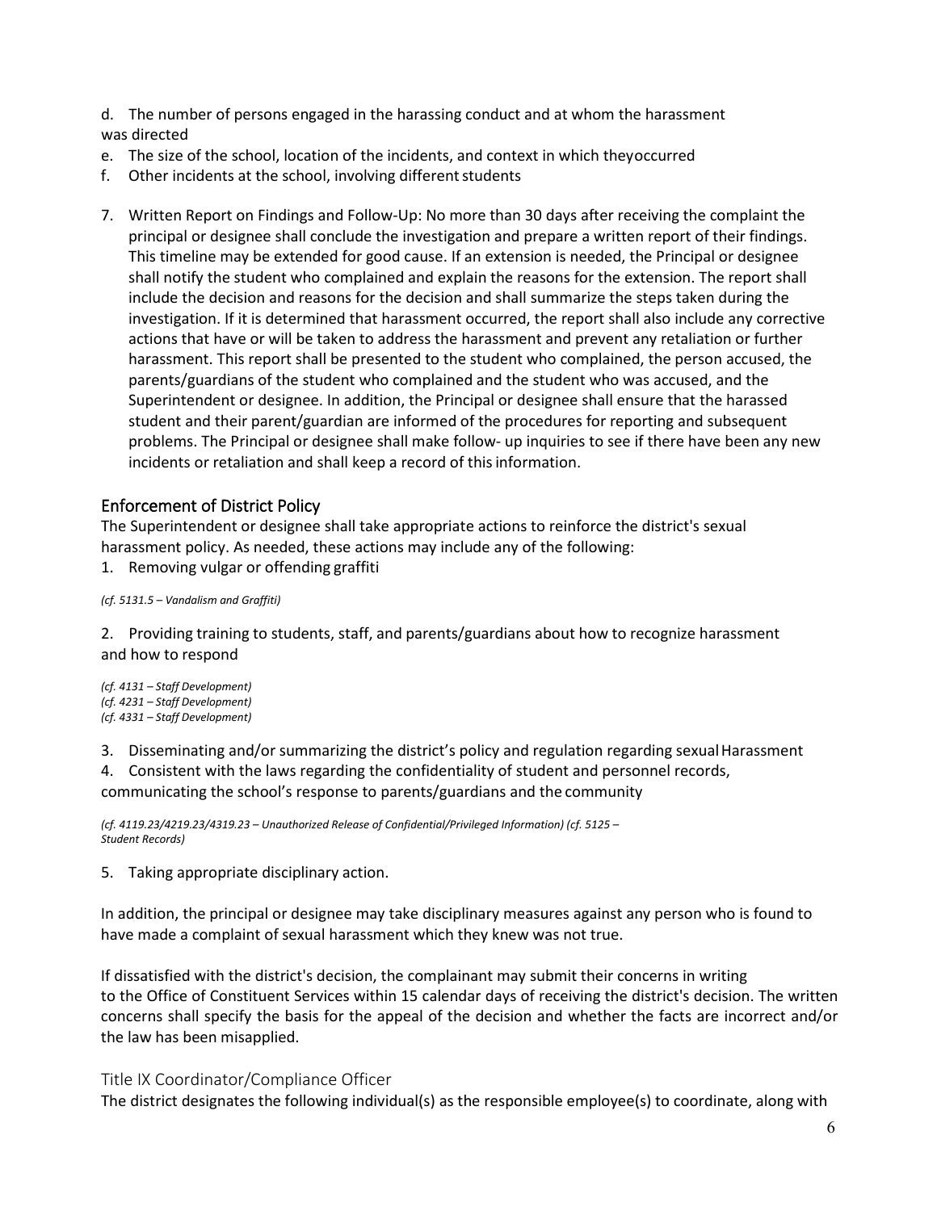d. The number of persons engaged in the harassing conduct and at whom the harassment was directed

e. The size of the school, location of the incidents, and context in which theyoccurred

f. Other incidents at the school, involving different students

7. Written Report on Findings and Follow-Up: No more than 30 days after receiving the complaint the principal or designee shall conclude the investigation and prepare a written report of their findings. This timeline may be extended for good cause. If an extension is needed, the Principal or designee shall notify the student who complained and explain the reasons for the extension. The report shall include the decision and reasons for the decision and shall summarize the steps taken during the investigation. If it is determined that harassment occurred, the report shall also include any corrective actions that have or will be taken to address the harassment and prevent any retaliation or further harassment. This report shall be presented to the student who complained, the person accused, the parents/guardians of the student who complained and the student who was accused, and the Superintendent or designee. In addition, the Principal or designee shall ensure that the harassed student and their parent/guardian are informed of the procedures for reporting and subsequent problems. The Principal or designee shall make follow- up inquiries to see if there have been any new incidents or retaliation and shall keep a record of this information.

## Enforcement of District Policy

The Superintendent or designee shall take appropriate actions to reinforce the district's sexual harassment policy. As needed, these actions may include any of the following:

1. Removing vulgar or offending graffiti

*(cf. 5131.5 – Vandalism and Graffiti)*

2. Providing training to students, staff, and parents/guardians about how to recognize harassment and how to respond

*(cf. 4131 – Staff Development)*
*(cf. 4231 – Staff Development)*
*(cf. 4331 – Staff Development)*

3. Disseminating and/or summarizing the district's policy and regulation regarding sexual Harassment
4. Consistent with the laws regarding the confidentiality of student and personnel records, communicating the school's response to parents/guardians and the community

*(cf. 4119.23/4219.23/4319.23 – Unauthorized Release of Confidential/Privileged Information) (cf. 5125 – Student Records)*

5. Taking appropriate disciplinary action.

In addition, the principal or designee may take disciplinary measures against any person who is found to have made a complaint of sexual harassment which they knew was not true.

If dissatisfied with the district's decision, the complainant may submit their concerns in writing to the Office of Constituent Services within 15 calendar days of receiving the district's decision. The written concerns shall specify the basis for the appeal of the decision and whether the facts are incorrect and/or the law has been misapplied.

### Title IX Coordinator/Compliance Officer

The district designates the following individual(s) as the responsible employee(s) to coordinate, along with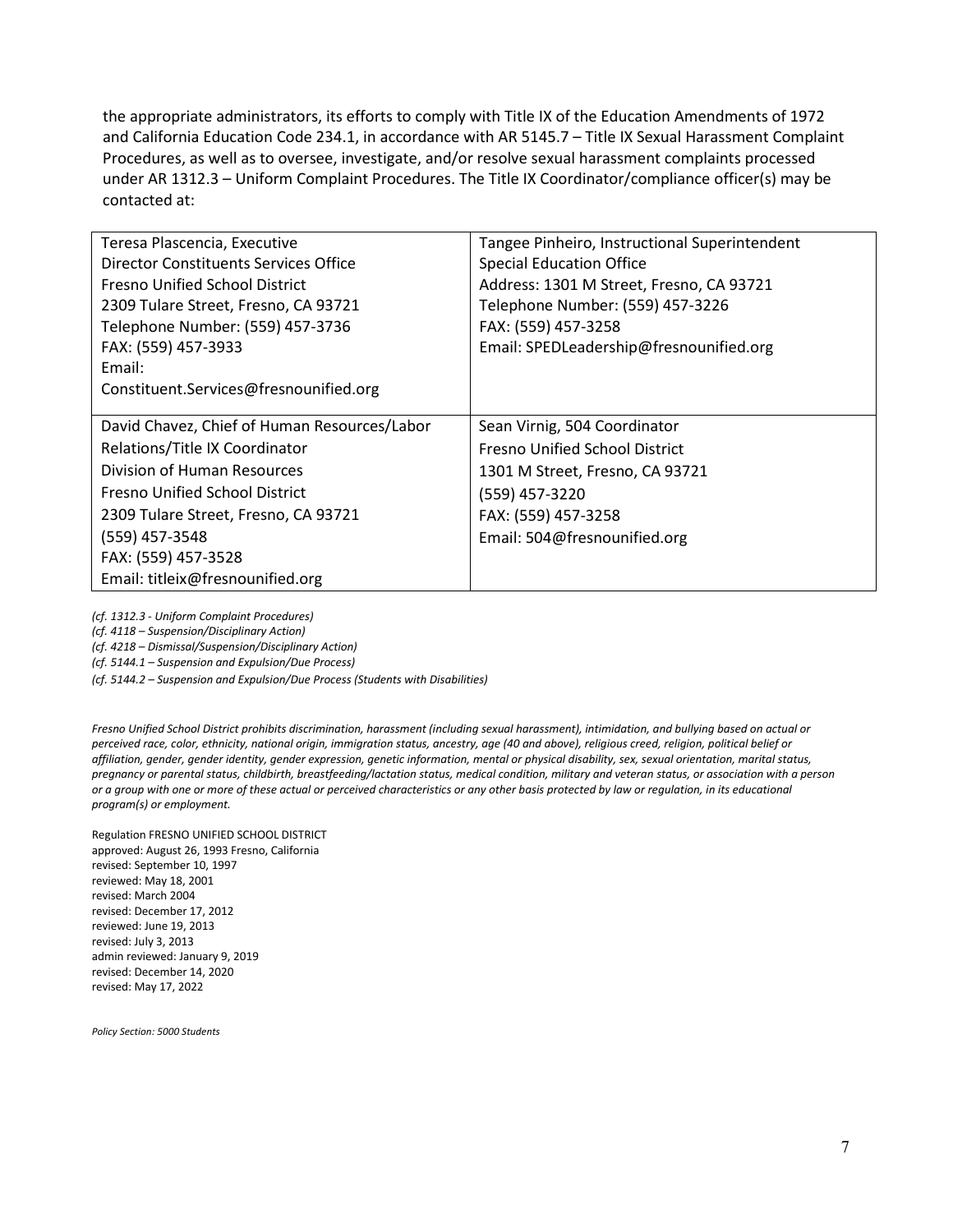the appropriate administrators, its efforts to comply with Title IX of the Education Amendments of 1972 and California Education Code 234.1, in accordance with AR 5145.7 – Title IX Sexual Harassment Complaint Procedures, as well as to oversee, investigate, and/or resolve sexual harassment complaints processed under AR 1312.3 – Uniform Complaint Procedures. The Title IX Coordinator/compliance officer(s) may be contacted at:

| | |
|---|---|
| Teresa Plascencia, Executive<br>Director Constituents Services Office<br>Fresno Unified School District<br>2309 Tulare Street, Fresno, CA 93721<br>Telephone Number: (559) 457-3736<br>FAX: (559) 457-3933<br>Email:<br>Constituent.Services@fresnounified.org | Tangee Pinheiro, Instructional Superintendent<br>Special Education Office<br>Address: 1301 M Street, Fresno, CA 93721<br>Telephone Number: (559) 457-3226<br>FAX: (559) 457-3258<br>Email: SPEDLeadership@fresnounified.org |
| David Chavez, Chief of Human Resources/Labor Relations/Title IX Coordinator<br>Division of Human Resources<br>Fresno Unified School District<br>2309 Tulare Street, Fresno, CA 93721<br>(559) 457-3548<br>FAX: (559) 457-3528<br>Email: titleix@fresnounified.org | Sean Virnig, 504 Coordinator<br>Fresno Unified School District<br>1301 M Street, Fresno, CA 93721<br>(559) 457-3220<br>FAX: (559) 457-3258<br>Email: 504@fresnounified.org |

*(cf. 1312.3 - Uniform Complaint Procedures)*
*(cf. 4118 – Suspension/Disciplinary Action)*
*(cf. 4218 – Dismissal/Suspension/Disciplinary Action)*
*(cf. 5144.1 – Suspension and Expulsion/Due Process)*
*(cf. 5144.2 – Suspension and Expulsion/Due Process (Students with Disabilities)*

*Fresno Unified School District prohibits discrimination, harassment (including sexual harassment), intimidation, and bullying based on actual or perceived race, color, ethnicity, national origin, immigration status, ancestry, age (40 and above), religious creed, religion, political belief or affiliation, gender, gender identity, gender expression, genetic information, mental or physical disability, sex, sexual orientation, marital status, pregnancy or parental status, childbirth, breastfeeding/lactation status, medical condition, military and veteran status, or association with a person or a group with one or more of these actual or perceived characteristics or any other basis protected by law or regulation, in its educational program(s) or employment.*

Regulation FRESNO UNIFIED SCHOOL DISTRICT
approved: August 26, 1993 Fresno, California
revised: September 10, 1997
reviewed: May 18, 2001
revised: March 2004
revised: December 17, 2012
reviewed: June 19, 2013
revised: July 3, 2013
admin reviewed: January 9, 2019
revised: December 14, 2020
revised: May 17, 2022

*Policy Section: 5000 Students*